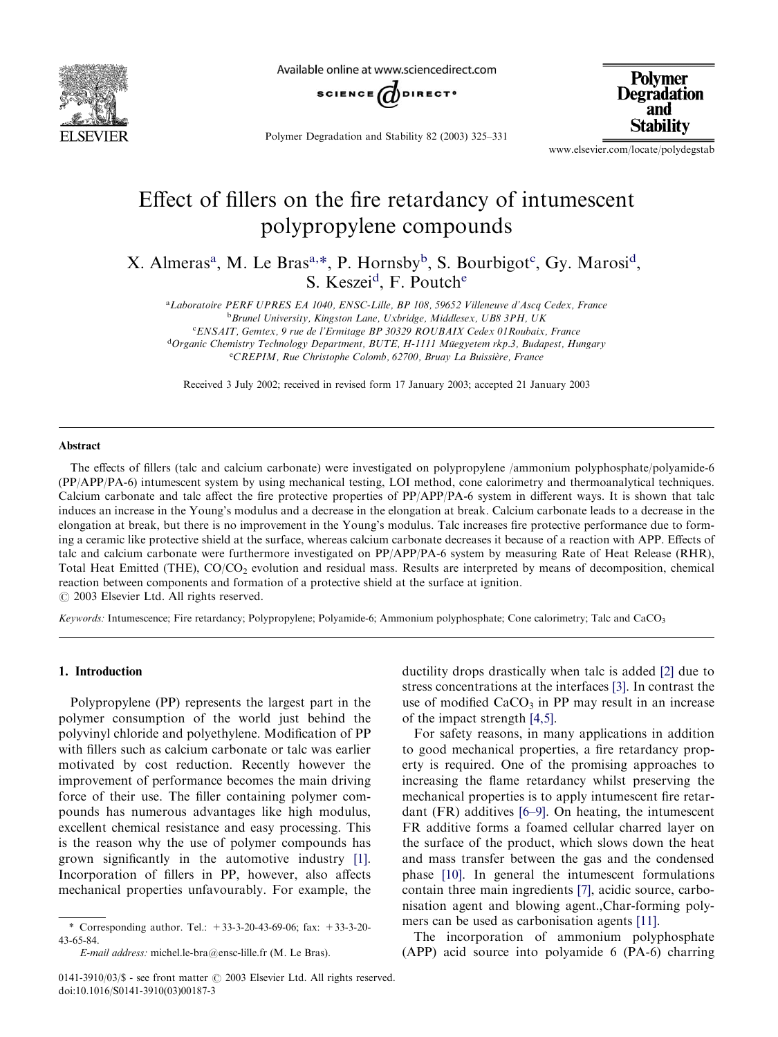# Effect of fillers on the fire retardancy of intumescent polypropylene compounds

X. Almeras[a], M. Le Bras[a,*], P. Hornsby[b], S. Bourbigot[c], Gy. Marosi[d], S. Keszei[d], F. Poutch[e]

[a]Laboratoire PERF UPRES EA 1040, ENSC-Lille, BP 108, 59652 Villeneuve d'Ascq Cedex, France
[b]Brunel University, Kingston Lane, Uxbridge, Middlesex, UB8 3PH, UK
[c]ENSAIT, Gemtex, 9 rue de l'Ermitage BP 30329 ROUBAIX Cedex 01Roubaix, France
[d]Organic Chemistry Technology Department, BUTE, H-1111 Müegyetem rkp.3, Budapest, Hungary
[e]CREPIM, Rue Christophe Colomb, 62700, Bruay La Buissière, France

Received 3 July 2002; received in revised form 17 January 2003; accepted 21 January 2003

## Abstract

The effects of fillers (talc and calcium carbonate) were investigated on polypropylene /ammonium polyphosphate/polyamide-6 (PP/APP/PA-6) intumescent system by using mechanical testing, LOI method, cone calorimetry and thermoanalytical techniques. Calcium carbonate and talc affect the fire protective properties of PP/APP/PA-6 system in different ways. It is shown that talc induces an increase in the Young's modulus and a decrease in the elongation at break. Calcium carbonate leads to a decrease in the elongation at break, but there is no improvement in the Young's modulus. Talc increases fire protective performance due to forming a ceramic like protective shield at the surface, whereas calcium carbonate decreases it because of a reaction with APP. Effects of talc and calcium carbonate were furthermore investigated on PP/APP/PA-6 system by measuring Rate of Heat Release (RHR), Total Heat Emitted (THE), $CO/CO_2$ evolution and residual mass. Results are interpreted by means of decomposition, chemical reaction between components and formation of a protective shield at the surface at ignition.
© 2003 Elsevier Ltd. All rights reserved.

*Keywords:* Intumescence; Fire retardancy; Polypropylene; Polyamide-6; Ammonium polyphosphate; Cone calorimetry; Talc and $CaCO_3$

## 1. Introduction

Polypropylene (PP) represents the largest part in the polymer consumption of the world just behind the polyvinyl chloride and polyethylene. Modification of PP with fillers such as calcium carbonate or talc was earlier motivated by cost reduction. Recently however the improvement of performance becomes the main driving force of their use. The filler containing polymer compounds has numerous advantages like high modulus, excellent chemical resistance and easy processing. This is the reason why the use of polymer compounds has grown significantly in the automotive industry [1]. Incorporation of fillers in PP, however, also affects mechanical properties unfavourably. For example, the ductility drops drastically when talc is added [2] due to stress concentrations at the interfaces [3]. In contrast the use of modified $CaCO_3$ in PP may result in an increase of the impact strength [4,5].

For safety reasons, in many applications in addition to good mechanical properties, a fire retardancy property is required. One of the promising approaches to increasing the flame retardancy whilst preserving the mechanical properties is to apply intumescent fire retardant (FR) additives [6–9]. On heating, the intumescent FR additive forms a foamed cellular charred layer on the surface of the product, which slows down the heat and mass transfer between the gas and the condensed phase [10]. In general the intumescent formulations contain three main ingredients [7], acidic source, carbonisation agent and blowing agent.,Char-forming polymers can be used as carbonisation agents [11].

The incorporation of ammonium polyphosphate (APP) acid source into polyamide 6 (PA-6) charring

\* Corresponding author. Tel.: +33-3-20-43-69-06; fax: +33-3-20-43-65-84.
*E-mail address:* michel.le-bra@ensc-lille.fr (M. Le Bras).

0141-3910/03/$ - see front matter © 2003 Elsevier Ltd. All rights reserved.
doi:10.1016/S0141-3910(03)00187-3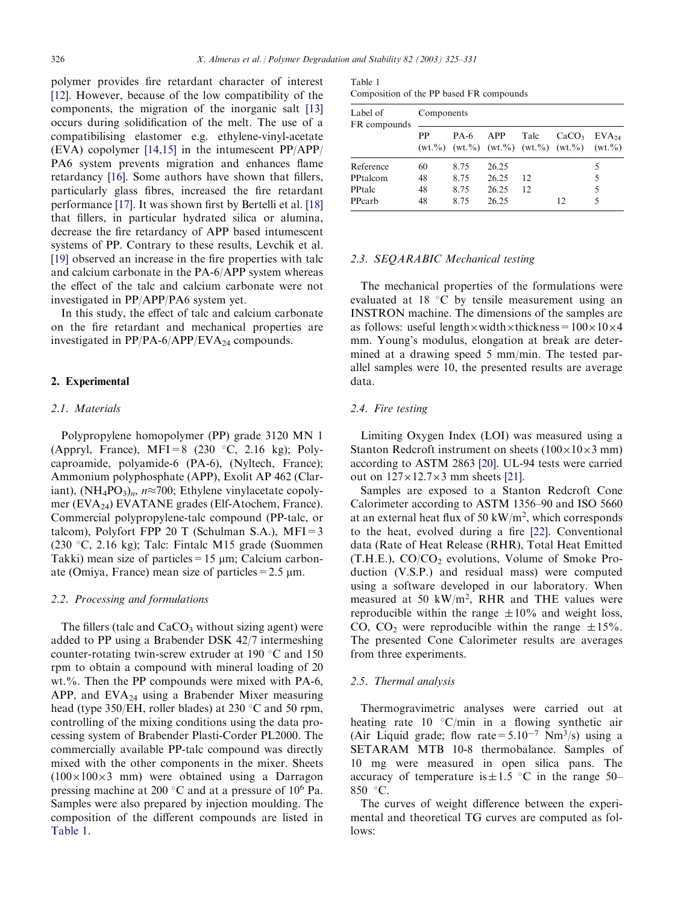polymer provides fire retardant character of interest [12]. However, because of the low compatibility of the components, the migration of the inorganic salt [13] occurs during solidification of the melt. The use of a compatibilising elastomer e.g. ethylene-vinyl-acetate (EVA) copolymer [14,15] in the intumescent PP/APP/PA6 system prevents migration and enhances flame retardancy [16]. Some authors have shown that fillers, particularly glass fibres, increased the fire retardant performance [17]. It was shown first by Bertelli et al. [18] that fillers, in particular hydrated silica or alumina, decrease the fire retardancy of APP based intumescent systems of PP. Contrary to these results, Levchik et al. [19] observed an increase in the fire properties with talc and calcium carbonate in the PA-6/APP system whereas the effect of the talc and calcium carbonate were not investigated in PP/APP/PA6 system yet.

In this study, the effect of talc and calcium carbonate on the fire retardant and mechanical properties are investigated in PP/PA-6/APP/$EVA_{24}$ compounds.

## 2. Experimental

### 2.1. Materials

Polypropylene homopolymer (PP) grade 3120 MN 1 (Appryl, France), MFI = 8 (230 °C, 2.16 kg); Polycaproamide, polyamide-6 (PA-6), (Nyltech, France); Ammonium polyphosphate (APP), Exolit AP 462 (Clariant), $(NH_4PO_3)_n$, $n \approx 700$; Ethylene vinylacetate copolymer ($EVA_{24}$) EVATANE grades (Elf-Atochem, France). Commercial polypropylene-talc compound (PP-talc, or talcom), Polyfort FPP 20 T (Schulman S.A.), MFI = 3 (230 °C, 2.16 kg); Talc: Fintalc M15 grade (Suommen Takki) mean size of particles = 15 μm; Calcium carbonate (Omiya, France) mean size of particles = 2.5 μm.

### 2.2. Processing and formulations

The fillers (talc and $CaCO_3$ without sizing agent) were added to PP using a Brabender DSK 42/7 intermeshing counter-rotating twin-screw extruder at 190 °C and 150 rpm to obtain a compound with mineral loading of 20 wt.%. Then the PP compounds were mixed with PA-6, APP, and $EVA_{24}$ using a Brabender Mixer measuring head (type 350/EH, roller blades) at 230 °C and 50 rpm, controlling of the mixing conditions using the data processing system of Brabender Plasti-Corder PL2000. The commercially available PP-talc compound was directly mixed with the other components in the mixer. Sheets (100×100×3 mm) were obtained using a Darragon pressing machine at 200 °C and at a pressure of $10^6$ Pa. Samples were also prepared by injection moulding. The composition of the different compounds are listed in Table 1.

Table 1
Composition of the PP based FR compounds

| Label of FR compounds | Components | | | | | |
|---|---|---|---|---|---|---|
| | PP (wt.%) | PA-6 (wt.%) | APP (wt.%) | Talc (wt.%) | $CaCO_3$ (wt.%) | $EVA_{24}$ (wt.%) |
| Reference | 60 | 8.75 | 26.25 | | | 5 |
| PPtalcom | 48 | 8.75 | 26.25 | 12 | | 5 |
| PPtalc | 48 | 8.75 | 26.25 | 12 | | 5 |
| PPcarb | 48 | 8.75 | 26.25 | | 12 | 5 |

### 2.3. SEQARABIC Mechanical testing

The mechanical properties of the formulations were evaluated at 18 °C by tensile measurement using an INSTRON machine. The dimensions of the samples are as follows: useful length×width×thickness = 100×10×4 mm. Young's modulus, elongation at break are determined at a drawing speed 5 mm/min. The tested parallel samples were 10, the presented results are average data.

### 2.4. Fire testing

Limiting Oxygen Index (LOI) was measured using a Stanton Redcroft instrument on sheets (100×10×3 mm) according to ASTM 2863 [20]. UL-94 tests were carried out on 127×12.7×3 mm sheets [21].

Samples are exposed to a Stanton Redcroft Cone Calorimeter according to ASTM 1356–90 and ISO 5660 at an external heat flux of 50 kW/$m^2$, which corresponds to the heat, evolved during a fire [22]. Conventional data (Rate of Heat Release (RHR), Total Heat Emitted (T.H.E.), $CO/CO_2$ evolutions, Volume of Smoke Production (V.S.P.) and residual mass) were computed using a software developed in our laboratory. When measured at 50 kW/$m^2$, RHR and THE values were reproducible within the range ±10% and weight loss, CO, $CO_2$ were reproducible within the range ±15%. The presented Cone Calorimeter results are averages from three experiments.

### 2.5. Thermal analysis

Thermogravimetric analyses were carried out at heating rate 10 °C/min in a flowing synthetic air (Air Liquid grade; flow rate = $5.10^{-7}$ $Nm^3/s$) using a SETARAM MTB 10-8 thermobalance. Samples of 10 mg were measured in open silica pans. The accuracy of temperature is ±1.5 °C in the range 50–850 °C.

The curves of weight difference between the experimental and theoretical TG curves are computed as follows: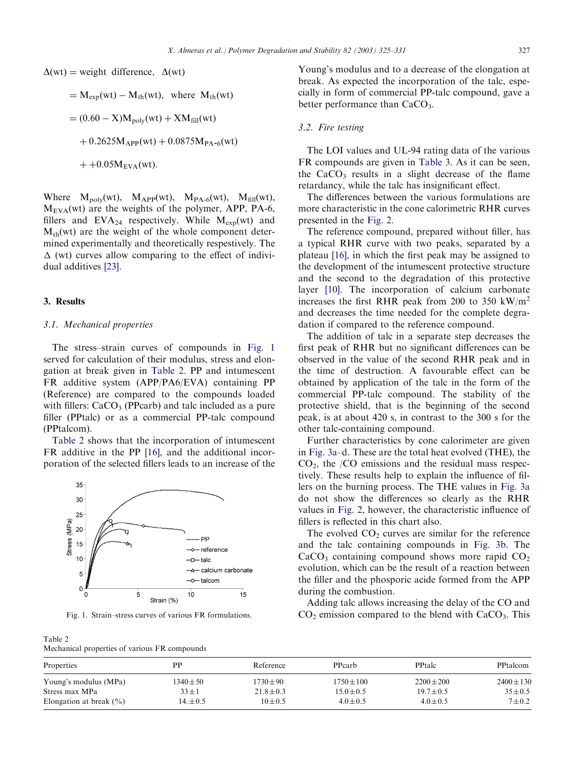$$
\begin{aligned}
\Delta(\text{wt}) &= \text{weight difference},\ \Delta(\text{wt}) \\
&= M_{\text{exp}}(\text{wt}) - M_{\text{th}}(\text{wt}),\ \text{where}\ M_{\text{th}}(\text{wt}) \\
&= (0.60 - X)M_{\text{poly}}(\text{wt}) + XM_{\text{fill}}(\text{wt}) \\
&\quad + 0.2625M_{\text{APP}}(\text{wt}) + 0.0875M_{\text{PA-6}}(\text{wt}) \\
&\quad + +0.05M_{\text{EVA}}(\text{wt}).
\end{aligned}
$$

Where $M_{poly}(wt)$, $M_{APP}(wt)$, $M_{PA\text{-}6}(wt)$, $M_{fill}(wt)$, $M_{EVA}(wt)$ are the weights of the polymer, APP, PA-6, fillers and $EVA_{24}$ respectively. While $M_{exp}(wt)$ and $M_{th}(wt)$ are the weight of the whole component determined experimentally and theoretically respestively. The $\Delta$ (wt) curves allow comparing to the effect of individual additives [23].

## 3. Results

### 3.1. Mechanical properties

The stress–strain curves of compounds in Fig. 1 served for calculation of their modulus, stress and elongation at break given in Table 2. PP and intumescent FR additive system (APP/PA6/EVA) containing PP (Reference) are compared to the compounds loaded with fillers: $CaCO_3$ (PPcarb) and talc included as a pure filler (PPtalc) or as a commercial PP-talc compound (PPtalcom).

Table 2 shows that the incorporation of intumescent FR additive in the PP [16], and the additional incorporation of the selected fillers leads to an increase of the Young's modulus and to a decrease of the elongation at break. As expected the incorporation of the talc, especially in form of commercial PP-talc compound, gave a better performance than $CaCO_3$.

Fig. 1. Strain–stress curves of various FR formulations.

### 3.2. Fire testing

The LOI values and UL-94 rating data of the various FR compounds are given in Table 3. As it can be seen, the $CaCO_3$ results in a slight decrease of the flame retardancy, while the talc has insignificant effect.

The differences between the various formulations are more characteristic in the cone calorimetric RHR curves presented in the Fig. 2.

The reference compound, prepared without filler, has a typical RHR curve with two peaks, separated by a plateau [16], in which the first peak may be assigned to the development of the intumescent protective structure and the second to the degradation of this protective layer [10]. The incorporation of calcium carbonate increases the first RHR peak from 200 to 350 kW/m$^2$ and decreases the time needed for the complete degradation if compared to the reference compound.

The addition of talc in a separate step decreases the first peak of RHR but no significant differences can be observed in the value of the second RHR peak and in the time of destruction. A favourable effect can be obtained by application of the talc in the form of the commercial PP-talc compound. The stability of the protective shield, that is the beginning of the second peak, is at about 420 s, in contrast to the 300 s for the other talc-containing compound.

Further characteristics by cone calorimeter are given in Fig. 3a–d. These are the total heat evolved (THE), the $CO_2$, the /CO emissions and the residual mass respectively. These results help to explain the influence of fillers on the burning process. The THE values in Fig. 3a do not show the differences so clearly as the RHR values in Fig. 2, however, the characteristic influence of fillers is reflected in this chart also.

The evolved $CO_2$ curves are similar for the reference and the talc containing compounds in Fig. 3b. The $CaCO_3$ containing compound shows more rapid $CO_2$ evolution, which can be the result of a reaction between the filler and the phosporic acide formed from the APP during the combustion.

Adding talc allows increasing the delay of the CO and $CO_2$ emission compared to the blend with $CaCO_3$. This

Table 2
Mechanical properties of various FR compounds

| Properties | PP | Reference | PPcarb | PPtalc | PPtalcom |
|---|---|---|---|---|---|
| Young's modulus (MPa) | 1340±50 | 1730±90 | 1750±100 | 2200±200 | 2400±130 |
| Stress max MPa | 33±1 | 21.8±0.3 | 15.0±0.5 | 19.7±0.5 | 35±0.5 |
| Elongation at break (%) | 14.±0.5 | 10±0.5 | 4.0±0.5 | 4.0±0.5 | 7±0.2 |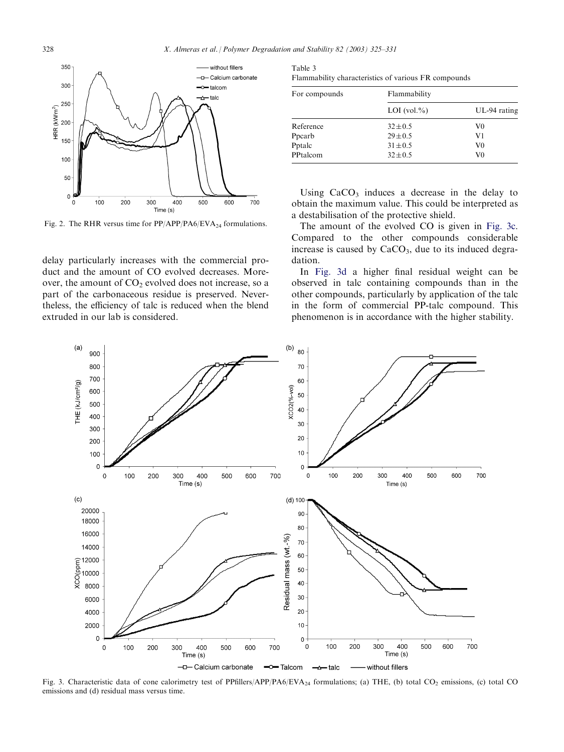Fig. 2. The RHR versus time for PP/APP/PA6/$EVA_{24}$ formulations.

delay particularly increases with the commercial product and the amount of CO evolved decreases. Moreover, the amount of $CO_2$ evolved does not increase, so a part of the carbonaceous residue is preserved. Nevertheless, the efficiency of talc is reduced when the blend extruded in our lab is considered.

Table 3
Flammability characteristics of various FR compounds

| For compounds | Flammability | |
|---|---|---|
| | LOI (vol.%) | UL-94 rating |
| Reference | 32±0.5 | V0 |
| Ppcarb | 29±0.5 | V1 |
| Pptalc | 31±0.5 | V0 |
| PPtalcom | 32±0.5 | V0 |

Using $CaCO_3$ induces a decrease in the delay to obtain the maximum value. This could be interpreted as a destabilisation of the protective shield.

The amount of the evolved CO is given in Fig. 3c. Compared to the other compounds considerable increase is caused by $CaCO_3$, due to its induced degradation.

In Fig. 3d a higher final residual weight can be observed in talc containing compounds than in the other compounds, particularly by application of the talc in the form of commercial PP-talc compound. This phenomenon is in accordance with the higher stability.

Fig. 3. Characteristic data of cone calorimetry test of PPfillers/APP/PA6/$EVA_{24}$ formulations; (a) THE, (b) total $CO_2$ emissions, (c) total CO emissions and (d) residual mass versus time.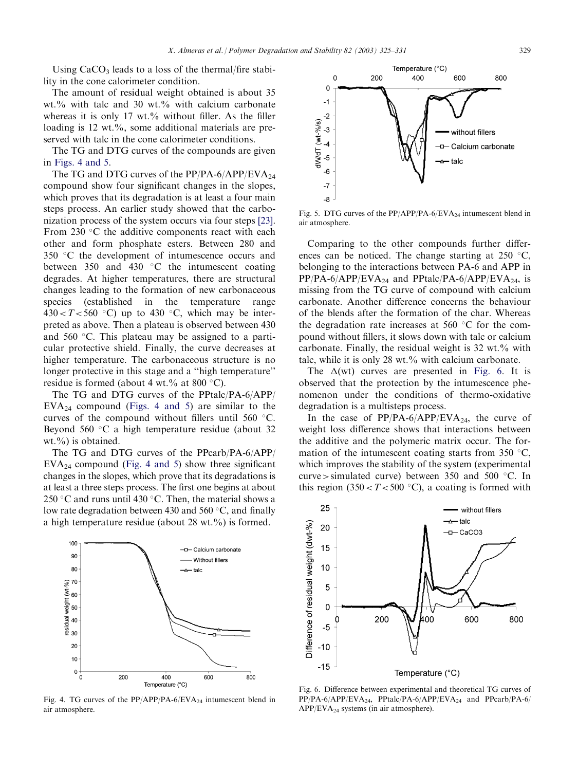Using $CaCO_3$ leads to a loss of the thermal/fire stability in the cone calorimeter condition.

The amount of residual weight obtained is about 35 wt.% with talc and 30 wt.% with calcium carbonate whereas it is only 17 wt.% without filler. As the filler loading is 12 wt.%, some additional materials are preserved with talc in the cone calorimeter conditions.

The TG and DTG curves of the compounds are given in Figs. 4 and 5.

The TG and DTG curves of the PP/PA-6/APP/$EVA_{24}$ compound show four significant changes in the slopes, which proves that its degradation is at least a four main steps process. An earlier study showed that the carbonization process of the system occurs via four steps [23]. From 230 °C the additive components react with each other and form phosphate esters. Between 280 and 350 °C the development of intumescence occurs and between 350 and 430 °C the intumescent coating degrades. At higher temperatures, there are structural changes leading to the formation of new carbonaceous species (established in the temperature range $430<T<560$ °C) up to 430 °C, which may be interpreted as above. Then a plateau is observed between 430 and 560 °C. This plateau may be assigned to a particular protective shield. Finally, the curve decreases at higher temperature. The carbonaceous structure is no longer protective in this stage and a "high temperature" residue is formed (about 4 wt.% at 800 °C).

The TG and DTG curves of the PPtalc/PA-6/APP/$EVA_{24}$ compound (Figs. 4 and 5) are similar to the curves of the compound without fillers until 560 °C. Beyond 560 °C a high temperature residue (about 32 wt.%) is obtained.

The TG and DTG curves of the PPcarb/PA-6/APP/$EVA_{24}$ compound (Fig. 4 and 5) show three significant changes in the slopes, which prove that its degradations is at least a three steps process. The first one begins at about 250 °C and runs until 430 °C. Then, the material shows a low rate degradation between 430 and 560 °C, and finally a high temperature residue (about 28 wt.%) is formed.

Fig. 4. TG curves of the PP/APP/PA-6/$EVA_{24}$ intumescent blend in air atmosphere.

Fig. 5. DTG curves of the PP/APP/PA-6/$EVA_{24}$ intumescent blend in air atmosphere.

Comparing to the other compounds further differences can be noticed. The change starting at 250 °C, belonging to the interactions between PA-6 and APP in PP/PA-6/APP/$EVA_{24}$ and PPtalc/PA-6/APP/$EVA_{24}$, is missing from the TG curve of compound with calcium carbonate. Another difference concerns the behaviour of the blends after the formation of the char. Whereas the degradation rate increases at 560 °C for the compound without fillers, it slows down with talc or calcium carbonate. Finally, the residual weight is 32 wt.% with talc, while it is only 28 wt.% with calcium carbonate.

The $\Delta$(wt) curves are presented in Fig. 6. It is observed that the protection by the intumescence phenomenon under the conditions of thermo-oxidative degradation is a multisteps process.

In the case of PP/PA-6/APP/$EVA_{24}$, the curve of weight loss difference shows that interactions between the additive and the polymeric matrix occur. The formation of the intumescent coating starts from 350 °C, which improves the stability of the system (experimental curve > simulated curve) between 350 and 500 °C. In this region ($350<T<500$ °C), a coating is formed with

Fig. 6. Difference between experimental and theoretical TG curves of PP/PA-6/APP/$EVA_{24}$, PPtalc/PA-6/APP/$EVA_{24}$ and PPcarb/PA-6/APP/$EVA_{24}$ systems (in air atmosphere).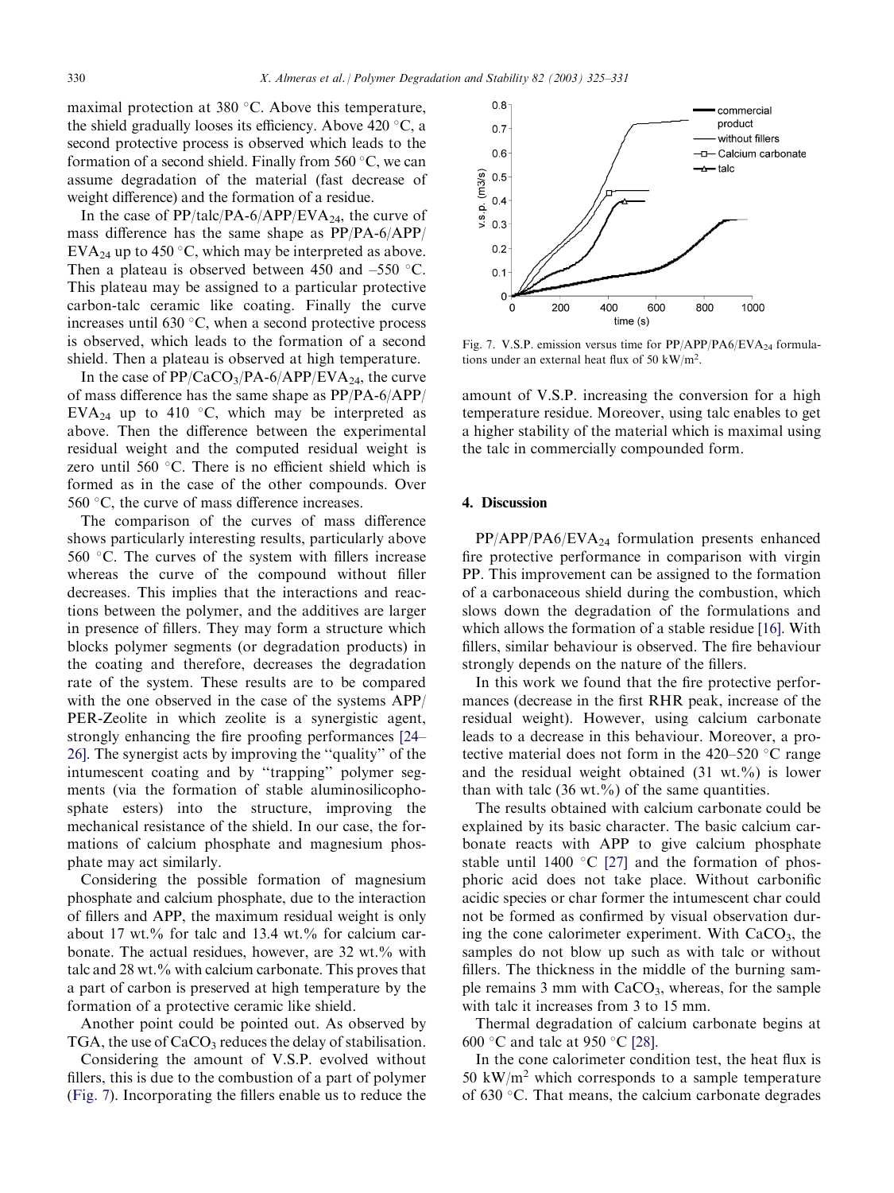maximal protection at 380 °C. Above this temperature, the shield gradually looses its efficiency. Above 420 °C, a second protective process is observed which leads to the formation of a second shield. Finally from 560 °C, we can assume degradation of the material (fast decrease of weight difference) and the formation of a residue.

In the case of PP/talc/PA-6/APP/$EVA_{24}$, the curve of mass difference has the same shape as PP/PA-6/APP/$EVA_{24}$ up to 450 °C, which may be interpreted as above. Then a plateau is observed between 450 and –550 °C. This plateau may be assigned to a particular protective carbon-talc ceramic like coating. Finally the curve increases until 630 °C, when a second protective process is observed, which leads to the formation of a second shield. Then a plateau is observed at high temperature.

In the case of PP/$CaCO_3$/PA-6/APP/$EVA_{24}$, the curve of mass difference has the same shape as PP/PA-6/APP/$EVA_{24}$ up to 410 °C, which may be interpreted as above. Then the difference between the experimental residual weight and the computed residual weight is zero until 560 °C. There is no efficient shield which is formed as in the case of the other compounds. Over 560 °C, the curve of mass difference increases.

The comparison of the curves of mass difference shows particularly interesting results, particularly above 560 °C. The curves of the system with fillers increase whereas the curve of the compound without filler decreases. This implies that the interactions and reactions between the polymer, and the additives are larger in presence of fillers. They may form a structure which blocks polymer segments (or degradation products) in the coating and therefore, decreases the degradation rate of the system. These results are to be compared with the one observed in the case of the systems APP/PER-Zeolite in which zeolite is a synergistic agent, strongly enhancing the fire proofing performances [24–26]. The synergist acts by improving the "quality" of the intumescent coating and by "trapping" polymer segments (via the formation of stable aluminosilicophosphate esters) into the structure, improving the mechanical resistance of the shield. In our case, the formations of calcium phosphate and magnesium phosphate may act similarly.

Considering the possible formation of magnesium phosphate and calcium phosphate, due to the interaction of fillers and APP, the maximum residual weight is only about 17 wt.% for talc and 13.4 wt.% for calcium carbonate. The actual residues, however, are 32 wt.% with talc and 28 wt.% with calcium carbonate. This proves that a part of carbon is preserved at high temperature by the formation of a protective ceramic like shield.

Another point could be pointed out. As observed by TGA, the use of $CaCO_3$ reduces the delay of stabilisation.

Considering the amount of V.S.P. evolved without fillers, this is due to the combustion of a part of polymer (Fig. 7). Incorporating the fillers enable us to reduce the amount of V.S.P. increasing the conversion for a high temperature residue. Moreover, using talc enables to get a higher stability of the material which is maximal using the talc in commercially compounded form.

Fig. 7. V.S.P. emission versus time for PP/APP/PA6/$EVA_{24}$ formulations under an external heat flux of 50 kW/m$^2$.

## 4. Discussion

PP/APP/PA6/$EVA_{24}$ formulation presents enhanced fire protective performance in comparison with virgin PP. This improvement can be assigned to the formation of a carbonaceous shield during the combustion, which slows down the degradation of the formulations and which allows the formation of a stable residue [16]. With fillers, similar behaviour is observed. The fire behaviour strongly depends on the nature of the fillers.

In this work we found that the fire protective performances (decrease in the first RHR peak, increase of the residual weight). However, using calcium carbonate leads to a decrease in this behaviour. Moreover, a protective material does not form in the 420–520 °C range and the residual weight obtained (31 wt.%) is lower than with talc (36 wt.%) of the same quantities.

The results obtained with calcium carbonate could be explained by its basic character. The basic calcium carbonate reacts with APP to give calcium phosphate stable until 1400 °C [27] and the formation of phosphoric acid does not take place. Without carbonific acidic species or char former the intumescent char could not be formed as confirmed by visual observation during the cone calorimeter experiment. With $CaCO_3$, the samples do not blow up such as with talc or without fillers. The thickness in the middle of the burning sample remains 3 mm with $CaCO_3$, whereas, for the sample with talc it increases from 3 to 15 mm.

Thermal degradation of calcium carbonate begins at 600 °C and talc at 950 °C [28].

In the cone calorimeter condition test, the heat flux is 50 kW/m$^2$ which corresponds to a sample temperature of 630 °C. That means, the calcium carbonate degrades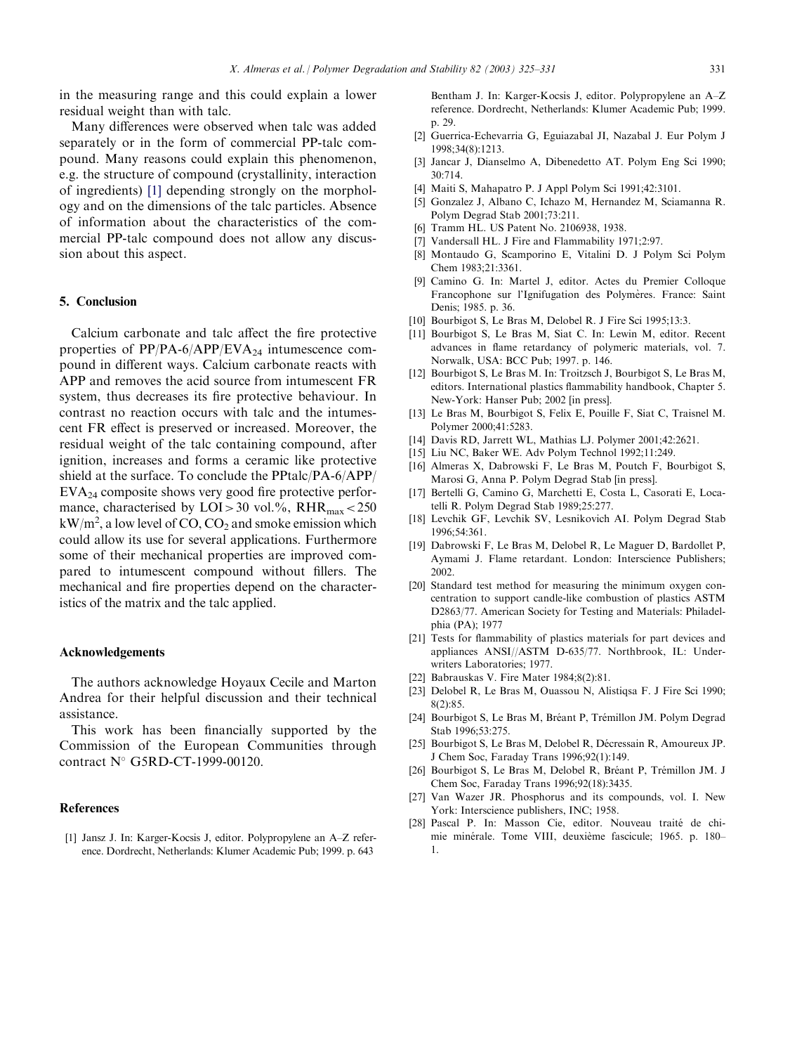in the measuring range and this could explain a lower residual weight than with talc.

Many differences were observed when talc was added separately or in the form of commercial PP-talc compound. Many reasons could explain this phenomenon, e.g. the structure of compound (crystallinity, interaction of ingredients) [1] depending strongly on the morphology and on the dimensions of the talc particles. Absence of information about the characteristics of the commercial PP-talc compound does not allow any discussion about this aspect.

## 5. Conclusion

Calcium carbonate and talc affect the fire protective properties of PP/PA-6/APP/$EVA_{24}$ intumescence compound in different ways. Calcium carbonate reacts with APP and removes the acid source from intumescent FR system, thus decreases its fire protective behaviour. In contrast no reaction occurs with talc and the intumescent FR effect is preserved or increased. Moreover, the residual weight of the talc containing compound, after ignition, increases and forms a ceramic like protective shield at the surface. To conclude the PPtalc/PA-6/APP/$EVA_{24}$ composite shows very good fire protective performance, characterised by LOI > 30 vol.%, $RHR_{max} < 250$ $kW/m^2$, a low level of CO, $CO_2$ and smoke emission which could allow its use for several applications. Furthermore some of their mechanical properties are improved compared to intumescent compound without fillers. The mechanical and fire properties depend on the characteristics of the matrix and the talc applied.

## Acknowledgements

The authors acknowledge Hoyaux Cecile and Marton Andrea for their helpful discussion and their technical assistance.

This work has been financially supported by the Commission of the European Communities through contract N° G5RD-CT-1999-00120.

## References

[1] Jansz J. In: Karger-Kocsis J, editor. Polypropylene an A–Z reference. Dordrecht, Netherlands: Klumer Academic Pub; 1999. p. 643 Bentham J. In: Karger-Kocsis J, editor. Polypropylene an A–Z reference. Dordrecht, Netherlands: Klumer Academic Pub; 1999. p. 29.

[2] Guerrica-Echevarria G, Eguiazabal JI, Nazabal J. Eur Polym J 1998;34(8):1213.

[3] Jancar J, Dianselmo A, Dibenedetto AT. Polym Eng Sci 1990; 30:714.

[4] Maiti S, Mahapatro P. J Appl Polym Sci 1991;42:3101.

[5] Gonzalez J, Albano C, Ichazo M, Hernandez M, Sciamanna R. Polym Degrad Stab 2001;73:211.

[6] Tramm HL. US Patent No. 2106938, 1938.

[7] Vandersall HL. J Fire and Flammability 1971;2:97.

[8] Montaudo G, Scamporino E, Vitalini D. J Polym Sci Polym Chem 1983;21:3361.

[9] Camino G. In: Martel J, editor. Actes du Premier Colloque Francophone sur l'Ignifugation des Polymères. France: Saint Denis; 1985. p. 36.

[10] Bourbigot S, Le Bras M, Delobel R. J Fire Sci 1995;13:3.

[11] Bourbigot S, Le Bras M, Siat C. In: Lewin M, editor. Recent advances in flame retardancy of polymeric materials, vol. 7. Norwalk, USA: BCC Pub; 1997. p. 146.

[12] Bourbigot S, Le Bras M. In: Troitzsch J, Bourbigot S, Le Bras M, editors. International plastics flammability handbook, Chapter 5. New-York: Hanser Pub; 2002 [in press].

[13] Le Bras M, Bourbigot S, Felix E, Pouille F, Siat C, Traisnel M. Polymer 2000;41:5283.

[14] Davis RD, Jarrett WL, Mathias LJ. Polymer 2001;42:2621.

[15] Liu NC, Baker WE. Adv Polym Technol 1992;11:249.

[16] Almeras X, Dabrowski F, Le Bras M, Poutch F, Bourbigot S, Marosi G, Anna P. Polym Degrad Stab [in press].

[17] Bertelli G, Camino G, Marchetti E, Costa L, Casorati E, Locatelli R. Polym Degrad Stab 1989;25:277.

[18] Levchik GF, Levchik SV, Lesnikovich AI. Polym Degrad Stab 1996;54:361.

[19] Dabrowski F, Le Bras M, Delobel R, Le Maguer D, Bardollet P, Aymami J. Flame retardant. London: Interscience Publishers; 2002.

[20] Standard test method for measuring the minimum oxygen concentration to support candle-like combustion of plastics ASTM D2863/77. American Society for Testing and Materials: Philadelphia (PA); 1977

[21] Tests for flammability of plastics materials for part devices and appliances ANSI//ASTM D-635/77. Northbrook, IL: Underwriters Laboratories; 1977.

[22] Babrauskas V. Fire Mater 1984;8(2):81.

[23] Delobel R, Le Bras M, Ouassou N, Alistiqsa F. J Fire Sci 1990; 8(2):85.

[24] Bourbigot S, Le Bras M, Bréant P, Trémillon JM. Polym Degrad Stab 1996;53:275.

[25] Bourbigot S, Le Bras M, Delobel R, Décressain R, Amoureux JP. J Chem Soc, Faraday Trans 1996;92(1):149.

[26] Bourbigot S, Le Bras M, Delobel R, Bréant P, Trémillon JM. J Chem Soc, Faraday Trans 1996;92(18):3435.

[27] Van Wazer JR. Phosphorus and its compounds, vol. I. New York: Interscience publishers, INC; 1958.

[28] Pascal P. In: Masson Cie, editor. Nouveau traité de chimie minérale. Tome VIII, deuxième fascicule; 1965. p. 180–1.